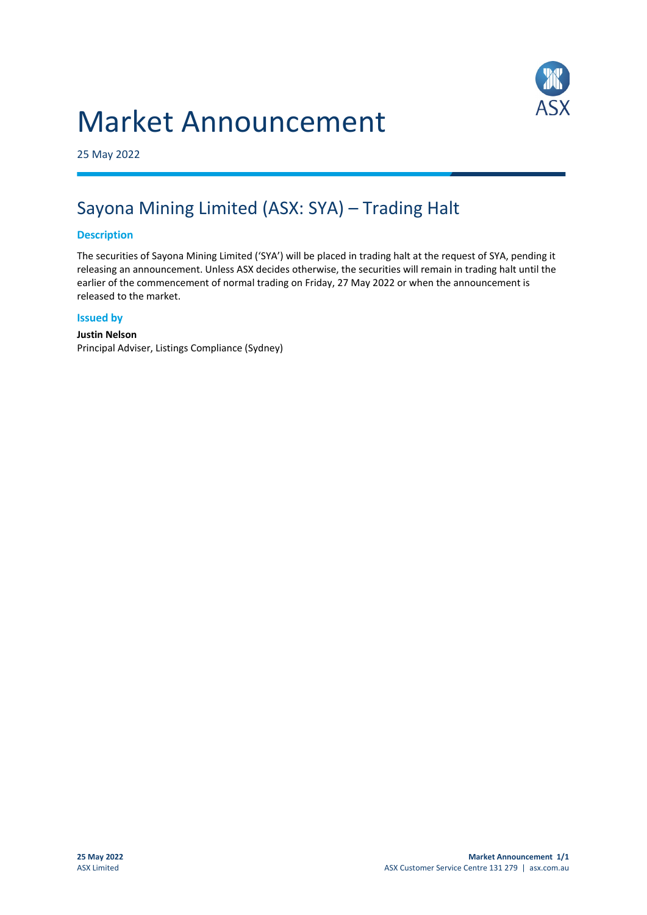# Market Announcement

25 May 2022

## Sayona Mining Limited (ASX: SYA) – Trading Halt

### Description

The securities of Sayona Mining Limited ('SYA') will be placed in trading halt at the request of SYA, pending it releasing an announcement. Unless ASX decides otherwise, the securities will remain in trading halt until the earlier of the commencement of normal trading on Friday, 27 May 2022 or when the announcement is released to the market.

### Issued by

**Justin Nelson**
Principal Adviser, Listings Compliance (Sydney)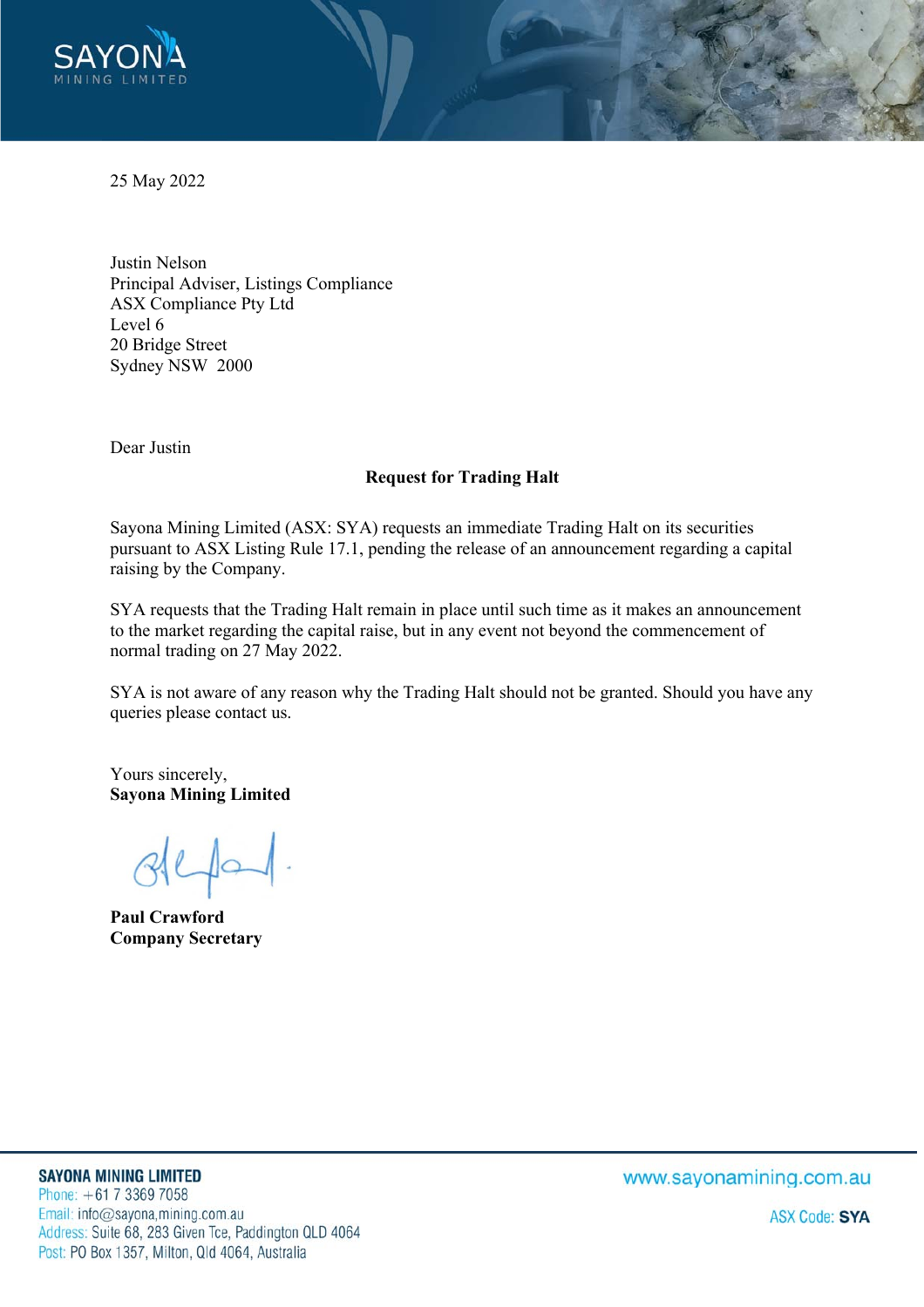25 May 2022

Justin Nelson
Principal Adviser, Listings Compliance
ASX Compliance Pty Ltd
Level 6
20 Bridge Street
Sydney NSW 2000

Dear Justin

**Request for Trading Halt**

Sayona Mining Limited (ASX: SYA) requests an immediate Trading Halt on its securities pursuant to ASX Listing Rule 17.1, pending the release of an announcement regarding a capital raising by the Company.

SYA requests that the Trading Halt remain in place until such time as it makes an announcement to the market regarding the capital raise, but in any event not beyond the commencement of normal trading on 27 May 2022.

SYA is not aware of any reason why the Trading Halt should not be granted. Should you have any queries please contact us.

Yours sincerely,
**Sayona Mining Limited**

**Paul Crawford**
**Company Secretary**

**SAYONA MINING LIMITED**
Phone: +61 7 3369 7058
Email: info@sayona,mining.com.au
Address: Suite 68, 283 Given Tce, Paddington QLD 4064
Post: PO Box 1357, Milton, Qld 4064, Australia

www.sayonamining.com.au

ASX Code: **SYA**